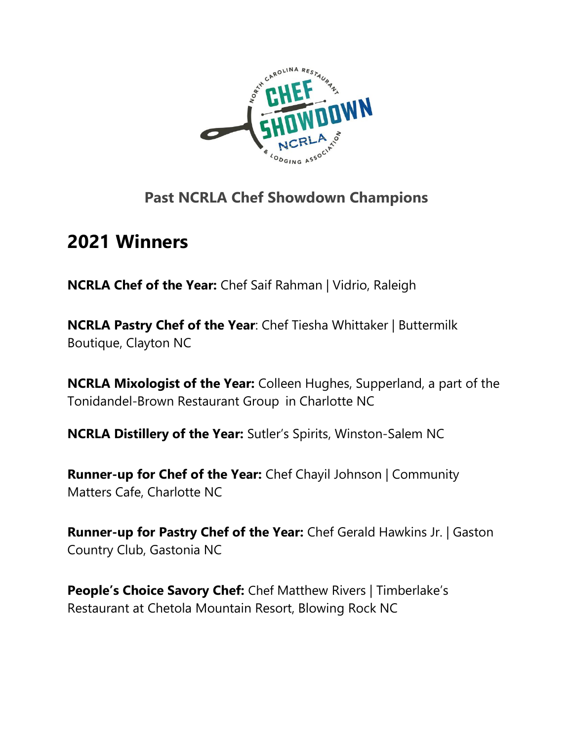## Past NCRLA Chef Showdown Champions

# 2021 Winners

**NCRLA Chef of the Year:** Chef Saif Rahman | Vidrio, Raleigh

**NCRLA Pastry Chef of the Year**: Chef Tiesha Whittaker | Buttermilk Boutique, Clayton NC

**NCRLA Mixologist of the Year:** Colleen Hughes, Supperland, a part of the Tonidandel-Brown Restaurant Group in Charlotte NC

**NCRLA Distillery of the Year:** Sutler's Spirits, Winston-Salem NC

**Runner-up for Chef of the Year:** Chef Chayil Johnson | Community Matters Cafe, Charlotte NC

**Runner-up for Pastry Chef of the Year:** Chef Gerald Hawkins Jr. | Gaston Country Club, Gastonia NC

**People's Choice Savory Chef:** Chef Matthew Rivers | Timberlake's Restaurant at Chetola Mountain Resort, Blowing Rock NC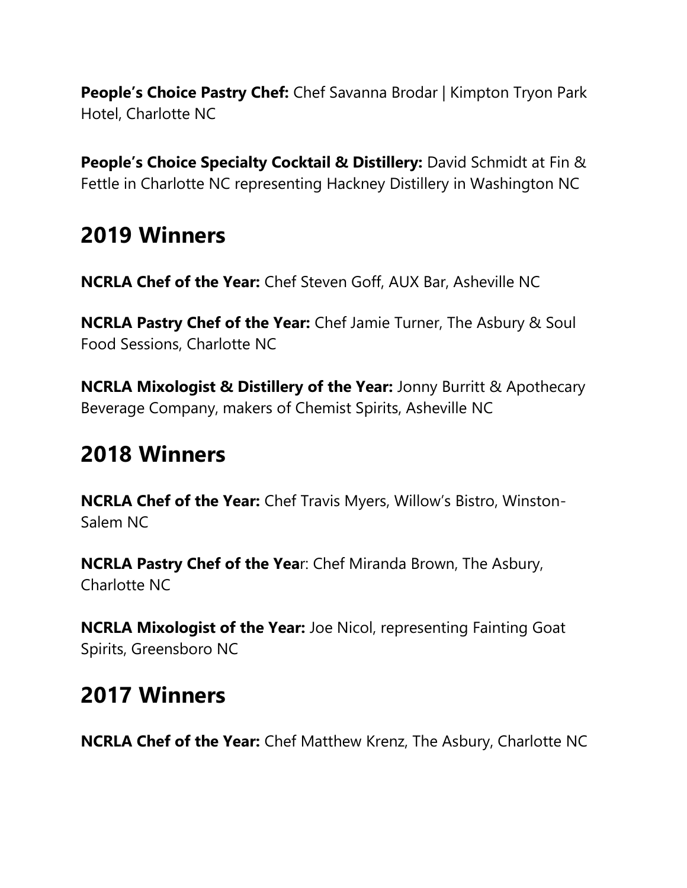**People's Choice Pastry Chef:** Chef Savanna Brodar | Kimpton Tryon Park Hotel, Charlotte NC

**People's Choice Specialty Cocktail & Distillery:** David Schmidt at Fin & Fettle in Charlotte NC representing Hackney Distillery in Washington NC

## 2019 Winners

**NCRLA Chef of the Year:** Chef Steven Goff, AUX Bar, Asheville NC

**NCRLA Pastry Chef of the Year:** Chef Jamie Turner, The Asbury & Soul Food Sessions, Charlotte NC

**NCRLA Mixologist & Distillery of the Year:** Jonny Burritt & Apothecary Beverage Company, makers of Chemist Spirits, Asheville NC

## 2018 Winners

**NCRLA Chef of the Year:** Chef Travis Myers, Willow's Bistro, Winston-Salem NC

**NCRLA Pastry Chef of the Yea**r: Chef Miranda Brown, The Asbury, Charlotte NC

**NCRLA Mixologist of the Year:** Joe Nicol, representing Fainting Goat Spirits, Greensboro NC

## 2017 Winners

**NCRLA Chef of the Year:** Chef Matthew Krenz, The Asbury, Charlotte NC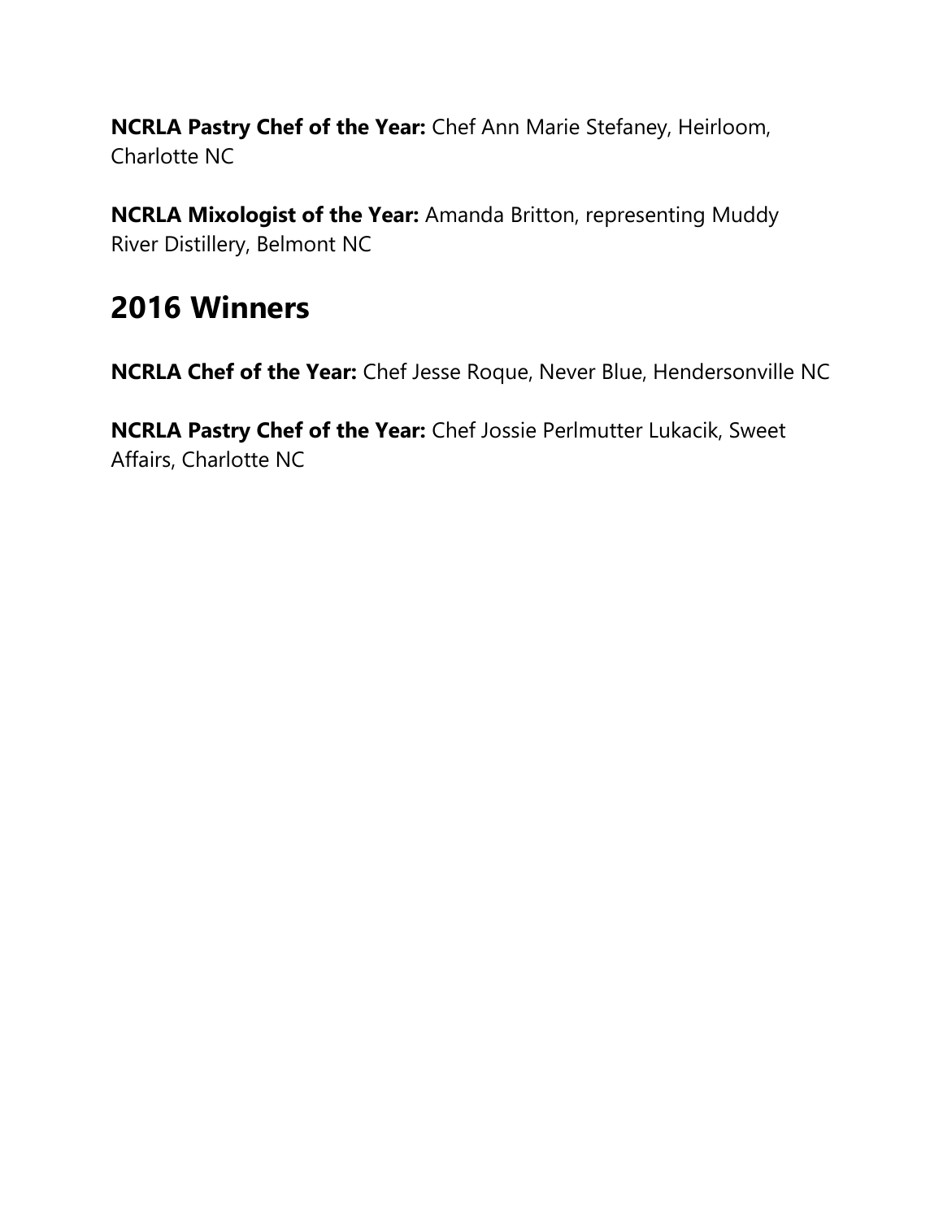**NCRLA Pastry Chef of the Year:** Chef Ann Marie Stefaney, Heirloom, Charlotte NC

**NCRLA Mixologist of the Year:** Amanda Britton, representing Muddy River Distillery, Belmont NC

## 2016 Winners

**NCRLA Chef of the Year:** Chef Jesse Roque, Never Blue, Hendersonville NC

**NCRLA Pastry Chef of the Year:** Chef Jossie Perlmutter Lukacik, Sweet Affairs, Charlotte NC